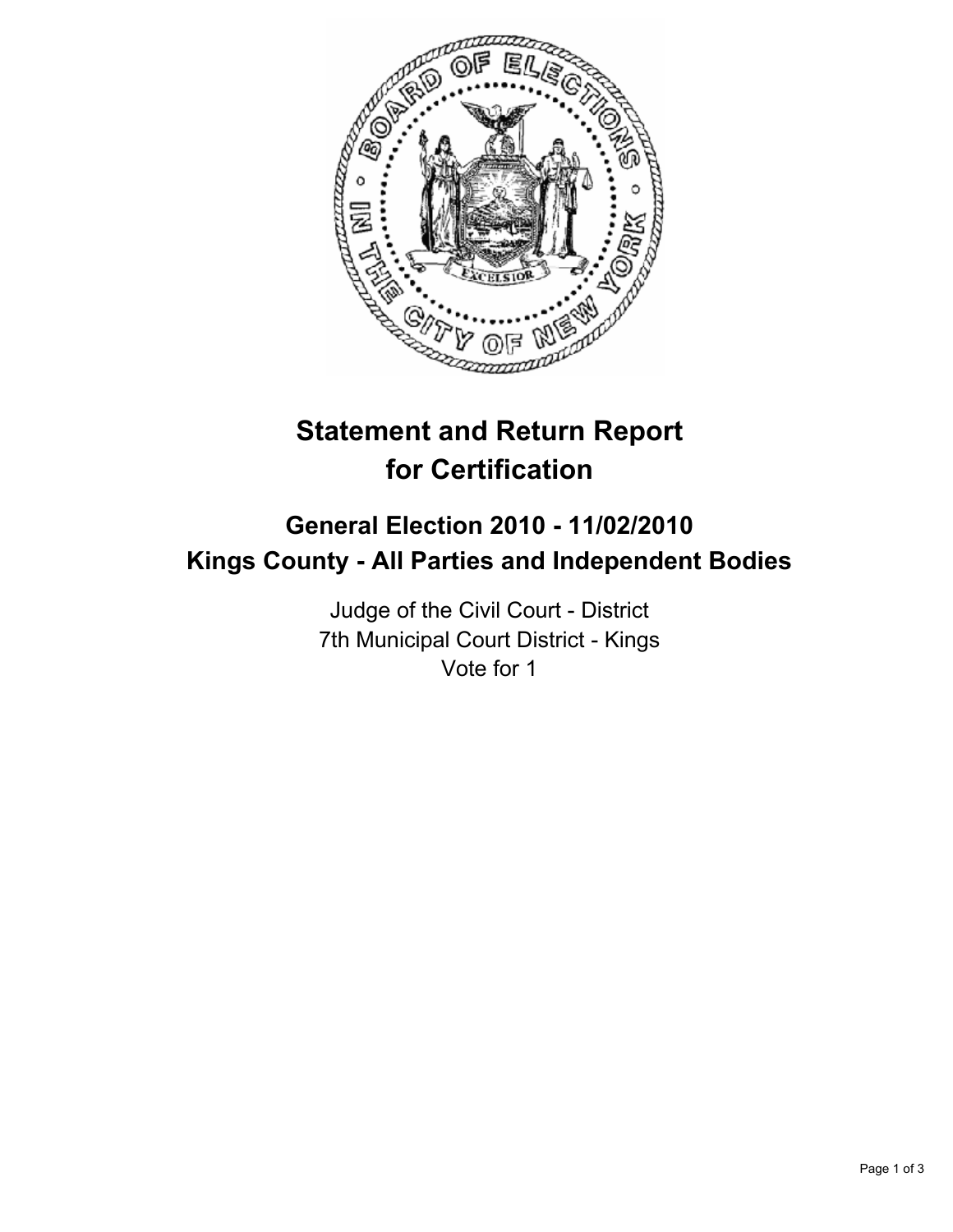# Statement and Return Report for Certification

## General Election 2010 - 11/02/2010
## Kings County - All Parties and Independent Bodies

Judge of the Civil Court - District
7th Municipal Court District - Kings
Vote for 1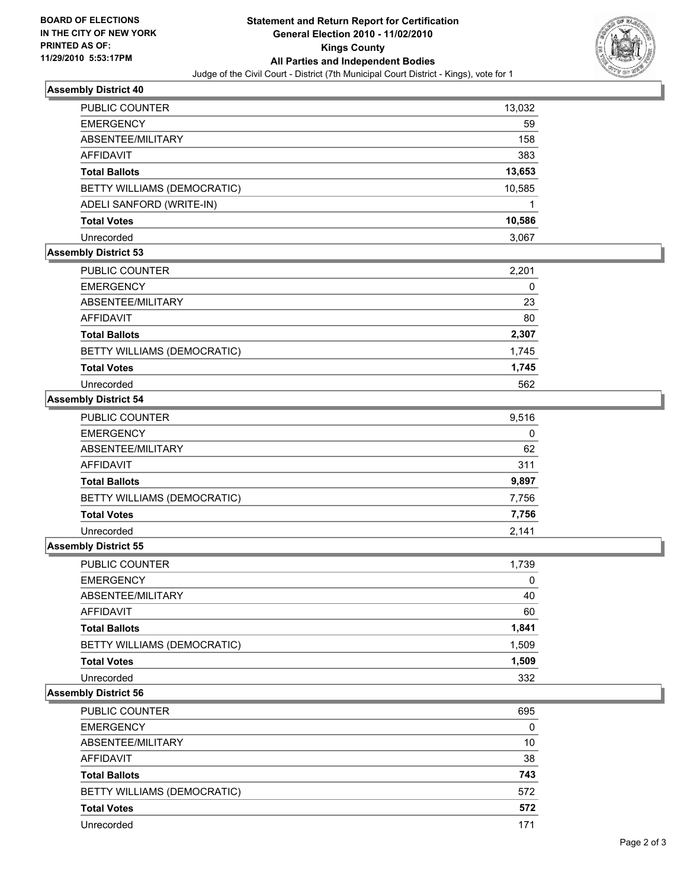BOARD OF ELECTIONS
IN THE CITY OF NEW YORK
PRINTED AS OF:
11/29/2010 5:53:17PM

# Statement and Return Report for Certification
## General Election 2010 - 11/02/2010
## Kings County
## All Parties and Independent Bodies
Judge of the Civil Court - District (7th Municipal Court District - Kings), vote for 1

### Assembly District 40

| | |
|---|---|
| PUBLIC COUNTER | 13,032 |
| EMERGENCY | 59 |
| ABSENTEE/MILITARY | 158 |
| AFFIDAVIT | 383 |
| **Total Ballots** | **13,653** |
| BETTY WILLIAMS (DEMOCRATIC) | 10,585 |
| ADELI SANFORD (WRITE-IN) | 1 |
| **Total Votes** | **10,586** |
| Unrecorded | 3,067 |

### Assembly District 53

| | |
|---|---|
| PUBLIC COUNTER | 2,201 |
| EMERGENCY | 0 |
| ABSENTEE/MILITARY | 23 |
| AFFIDAVIT | 80 |
| **Total Ballots** | **2,307** |
| BETTY WILLIAMS (DEMOCRATIC) | 1,745 |
| **Total Votes** | **1,745** |
| Unrecorded | 562 |

### Assembly District 54

| | |
|---|---|
| PUBLIC COUNTER | 9,516 |
| EMERGENCY | 0 |
| ABSENTEE/MILITARY | 62 |
| AFFIDAVIT | 311 |
| **Total Ballots** | **9,897** |
| BETTY WILLIAMS (DEMOCRATIC) | 7,756 |
| **Total Votes** | **7,756** |
| Unrecorded | 2,141 |

### Assembly District 55

| | |
|---|---|
| PUBLIC COUNTER | 1,739 |
| EMERGENCY | 0 |
| ABSENTEE/MILITARY | 40 |
| AFFIDAVIT | 60 |
| **Total Ballots** | **1,841** |
| BETTY WILLIAMS (DEMOCRATIC) | 1,509 |
| **Total Votes** | **1,509** |
| Unrecorded | 332 |

### Assembly District 56

| | |
|---|---|
| PUBLIC COUNTER | 695 |
| EMERGENCY | 0 |
| ABSENTEE/MILITARY | 10 |
| AFFIDAVIT | 38 |
| **Total Ballots** | **743** |
| BETTY WILLIAMS (DEMOCRATIC) | 572 |
| **Total Votes** | **572** |
| Unrecorded | 171 |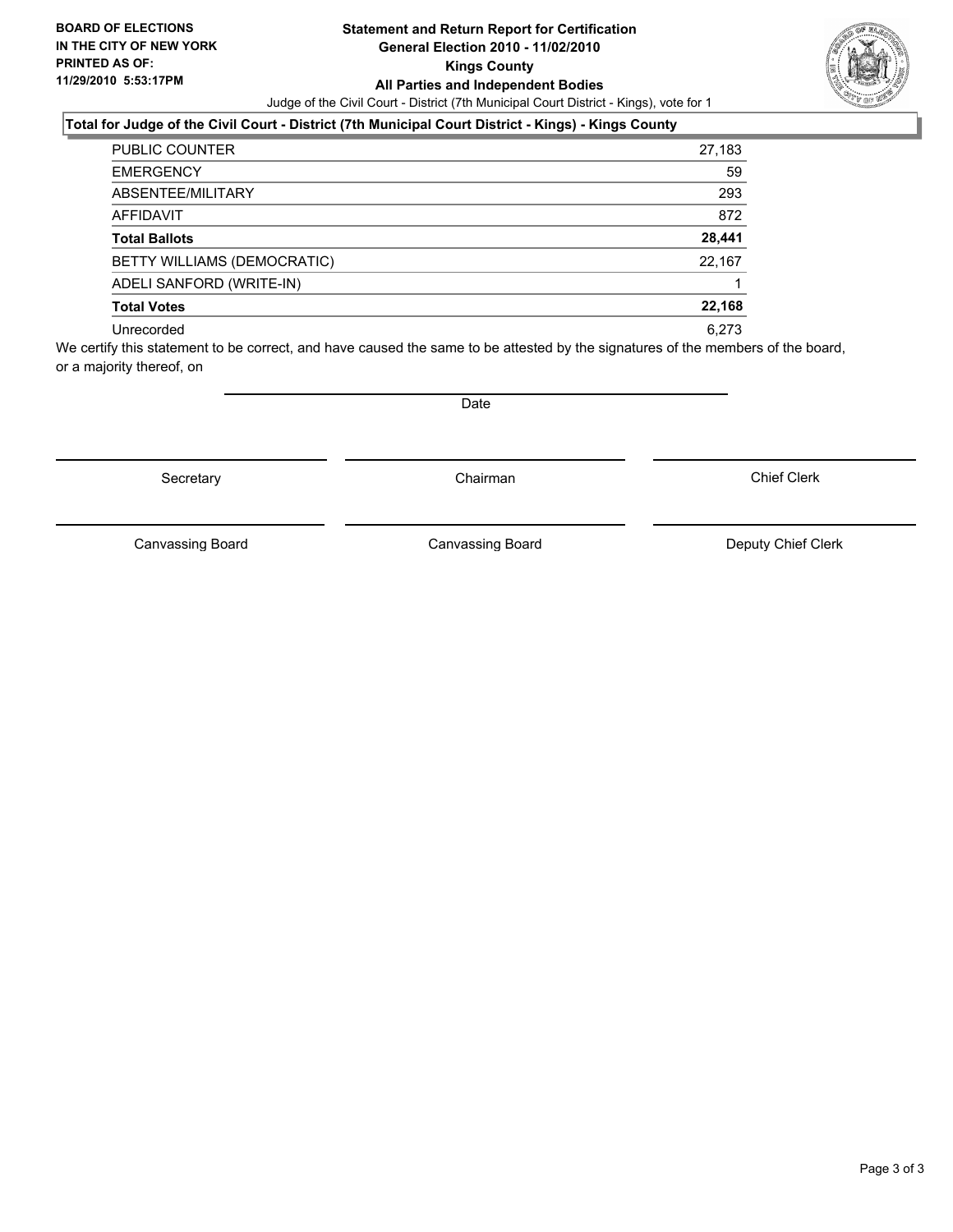**BOARD OF ELECTIONS IN THE CITY OF NEW YORK PRINTED AS OF: 11/29/2010 5:53:17PM**

**Statement and Return Report for Certification General Election 2010 - 11/02/2010 Kings County All Parties and Independent Bodies**

Judge of the Civil Court - District (7th Municipal Court District - Kings), vote for 1

**Total for Judge of the Civil Court - District (7th Municipal Court District - Kings) - Kings County**

| | |
|---|---|
| PUBLIC COUNTER | 27,183 |
| EMERGENCY | 59 |
| ABSENTEE/MILITARY | 293 |
| AFFIDAVIT | 872 |
| **Total Ballots** | **28,441** |
| BETTY WILLIAMS (DEMOCRATIC) | 22,167 |
| ADELI SANFORD (WRITE-IN) | 1 |
| **Total Votes** | **22,168** |
| Unrecorded | 6,273 |

We certify this statement to be correct, and have caused the same to be attested by the signatures of the members of the board, or a majority thereof, on

Date

Secretary

Chairman

Chief Clerk

Canvassing Board

Canvassing Board

Deputy Chief Clerk